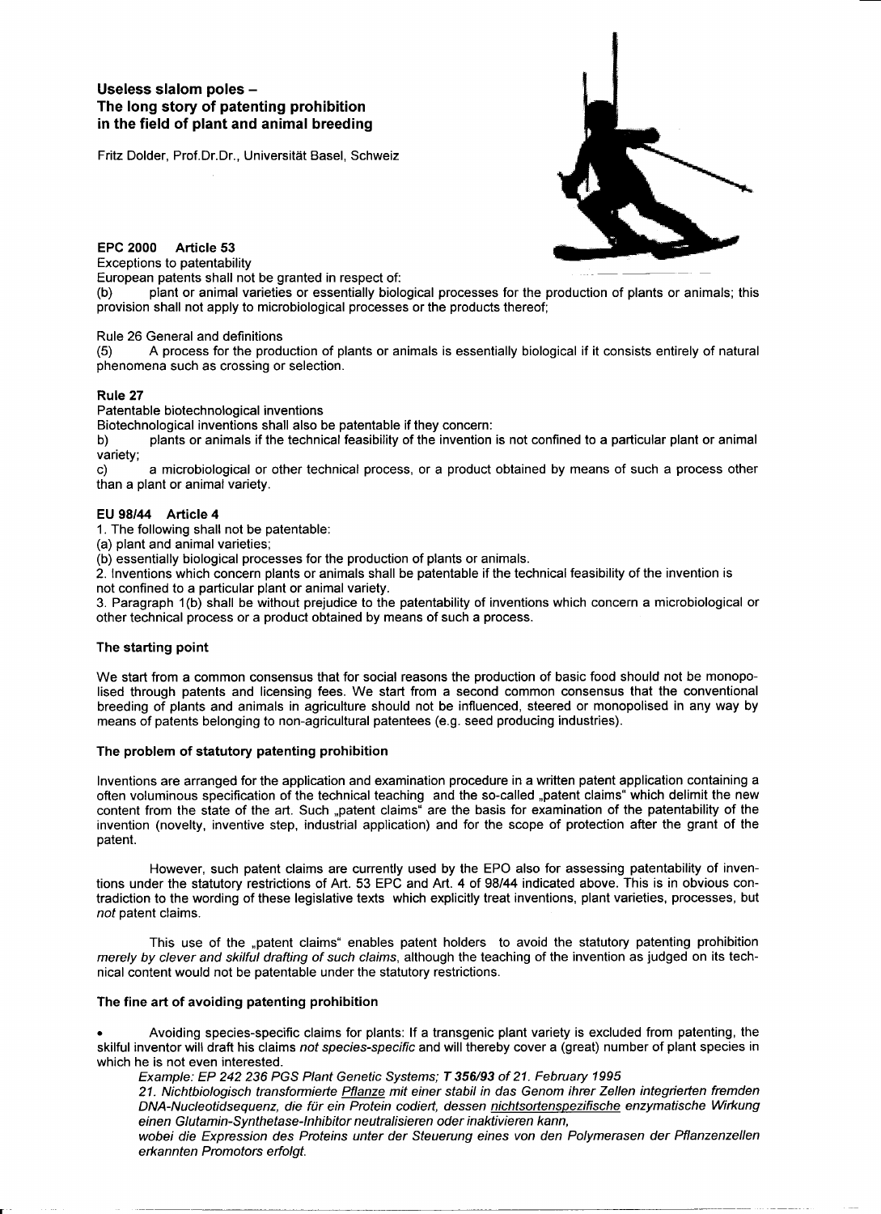# Useless slalom poles – The long story of patenting prohibition in the field of plant and animal breeding

Fritz Dolder, Prof.Dr.Dr., Universität Basel, Schweiz

### EPC 2000 Article 53

Exceptions to patentability

European patents shall not be granted in respect of:

(b) plant or animal varieties or essentially biological processes for the production of plants or animals; this provision shall not apply to microbiological processes or the products thereof;

Rule 26 General and definitions

(5) A process for the production of plants or animals is essentially biological if it consists entirely of natural phenomena such as crossing or selection.

### Rule 27

Patentable biotechnological inventions

Biotechnological inventions shall also be patentable if they concern:

b) plants or animals if the technical feasibility of the invention is not confined to a particular plant or animal variety;

c) a microbiological or other technical process, or a product obtained by means of such a process other than a plant or animal variety.

### EU 98/44 Article 4

1. The following shall not be patentable:

(a) plant and animal varieties;

(b) essentially biological processes for the production of plants or animals.

2. Inventions which concern plants or animals shall be patentable if the technical feasibility of the invention is not confined to a particular plant or animal variety.

3. Paragraph 1(b) shall be without prejudice to the patentability of inventions which concern a microbiological or other technical process or a product obtained by means of such a process.

### The starting point

We start from a common consensus that for social reasons the production of basic food should not be monopolised through patents and licensing fees. We start from a second common consensus that the conventional breeding of plants and animals in agriculture should not be influenced, steered or monopolised in any way by means of patents belonging to non-agricultural patentees (e.g. seed producing industries).

### The problem of statutory patenting prohibition

Inventions are arranged for the application and examination procedure in a written patent application containing a often voluminous specification of the technical teaching and the so-called „patent claims" which delimit the new content from the state of the art. Such „patent claims" are the basis for examination of the patentability of the invention (novelty, inventive step, industrial application) and for the scope of protection after the grant of the patent.

However, such patent claims are currently used by the EPO also for assessing patentability of inventions under the statutory restrictions of Art. 53 EPC and Art. 4 of 98/44 indicated above. This is in obvious contradiction to the wording of these legislative texts which explicitly treat inventions, plant varieties, processes, but *not* patent claims.

This use of the „patent claims" enables patent holders to avoid the statutory patenting prohibition *merely by clever and skilful drafting of such claims*, although the teaching of the invention as judged on its technical content would not be patentable under the statutory restrictions.

### The fine art of avoiding patenting prohibition

- Avoiding species-specific claims for plants: If a transgenic plant variety is excluded from patenting, the skilful inventor will draft his claims *not species-specific* and will thereby cover a (great) number of plant species in which he is not even interested.

  *Example: EP 242 236 PGS Plant Genetic Systems;* ***T 356/93*** *of 21. February 1995*

  *21. Nichtbiologisch transformierte <u>Pflanze</u> mit einer stabil in das Genom ihrer Zellen integrierten fremden DNA-Nucleotidsequenz, die für ein Protein codiert, dessen <u>nichtsortenspezifische</u> enzymatische Wirkung einen Glutamin-Synthetase-Inhibitor neutralisieren oder inaktivieren kann,*

  *wobei die Expression des Proteins unter der Steuerung eines von den Polymerasen der Pflanzenzellen erkannten Promotors erfolgt.*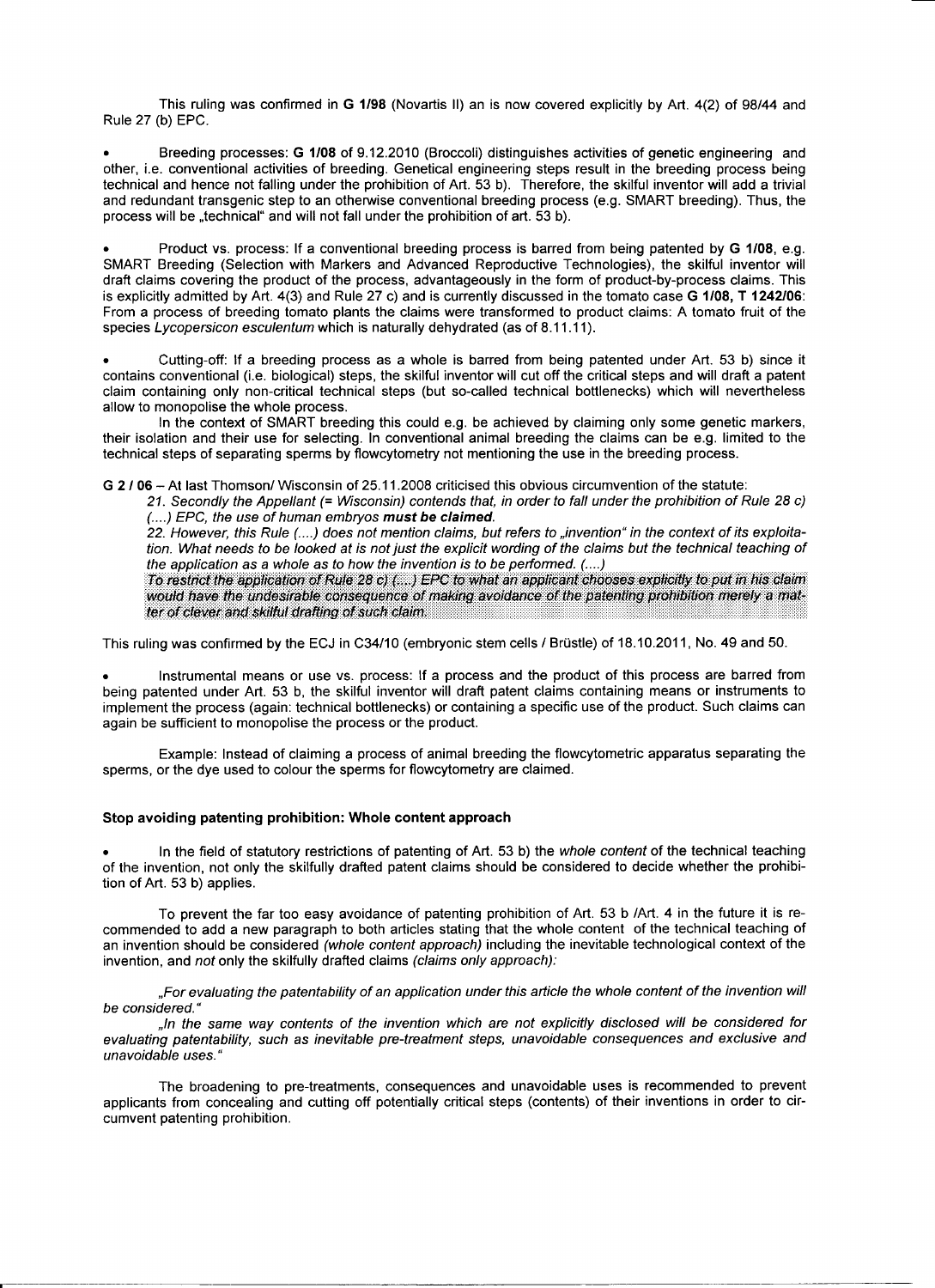This ruling was confirmed in **G 1/98** (Novartis II) an is now covered explicitly by Art. 4(2) of 98/44 and Rule 27 (b) EPC.

- Breeding processes: **G 1/08** of 9.12.2010 (Broccoli) distinguishes activities of genetic engineering and other, i.e. conventional activities of breeding. Genetical engineering steps result in the breeding process being technical and hence not falling under the prohibition of Art. 53 b). Therefore, the skilful inventor will add a trivial and redundant transgenic step to an otherwise conventional breeding process (e.g. SMART breeding). Thus, the process will be „technical" and will not fall under the prohibition of art. 53 b).

- Product vs. process: If a conventional breeding process is barred from being patented by **G 1/08**, e.g. SMART Breeding (Selection with Markers and Advanced Reproductive Technologies), the skilful inventor will draft claims covering the product of the process, advantageously in the form of product-by-process claims. This is explicitly admitted by Art. 4(3) and Rule 27 c) and is currently discussed in the tomato case **G 1/08, T 1242/06**: From a process of breeding tomato plants the claims were transformed to product claims: A tomato fruit of the species *Lycopersicon esculentum* which is naturally dehydrated (as of 8.11.11).

- Cutting-off: If a breeding process as a whole is barred from being patented under Art. 53 b) since it contains conventional (i.e. biological) steps, the skilful inventor will cut off the critical steps and will draft a patent claim containing only non-critical technical steps (but so-called technical bottlenecks) which will nevertheless allow to monopolise the whole process.

  In the context of SMART breeding this could e.g. be achieved by claiming only some genetic markers, their isolation and their use for selecting. In conventional animal breeding the claims can be e.g. limited to the technical steps of separating sperms by flowcytometry not mentioning the use in the breeding process.

**G 2 / 06** – At last Thomson/ Wisconsin of 25.11.2008 criticised this obvious circumvention of the statute:

> *21. Secondly the Appellant (= Wisconsin) contends that, in order to fall under the prohibition of Rule 28 c) (....) EPC, the use of human embryos **must be claimed**.*
>
> *22. However, this Rule (....) does not mention claims, but refers to „invention" in the context of its exploitation. What needs to be looked at is not just the explicit wording of the claims but the technical teaching of the application as a whole as to how the invention is to be performed. (....)*
>
> *To restrict the application of Rule 28 c) (....) EPC to what an applicant chooses explicitly to put in his claim would have the undesirable consequence of making avoidance of the patenting prohibition merely a matter of clever and skilful drafting of such claim.*

This ruling was confirmed by the ECJ in C34/10 (embryonic stem cells / Brüstle) of 18.10.2011, No. 49 and 50.

- Instrumental means or use vs. process: If a process and the product of this process are barred from being patented under Art. 53 b, the skilful inventor will draft patent claims containing means or instruments to implement the process (again: technical bottlenecks) or containing a specific use of the product. Such claims can again be sufficient to monopolise the process or the product.

  Example: Instead of claiming a process of animal breeding the flowcytometric apparatus separating the sperms, or the dye used to colour the sperms for flowcytometry are claimed.

### Stop avoiding patenting prohibition: Whole content approach

- In the field of statutory restrictions of patenting of Art. 53 b) the *whole content* of the technical teaching of the invention, not only the skilfully drafted patent claims should be considered to decide whether the prohibition of Art. 53 b) applies.

  To prevent the far too easy avoidance of patenting prohibition of Art. 53 b /Art. 4 in the future it is recommended to add a new paragraph to both articles stating that the whole content of the technical teaching of an invention should be considered *(whole content approach)* including the inevitable technological context of the invention, and *not* only the skilfully drafted claims *(claims only approach)*:

  *„For evaluating the patentability of an application under this article the whole content of the invention will be considered."*

  *„In the same way contents of the invention which are not explicitly disclosed will be considered for evaluating patentability, such as inevitable pre-treatment steps, unavoidable consequences and exclusive and unavoidable uses."*

  The broadening to pre-treatments, consequences and unavoidable uses is recommended to prevent applicants from concealing and cutting off potentially critical steps (contents) of their inventions in order to circumvent patenting prohibition.